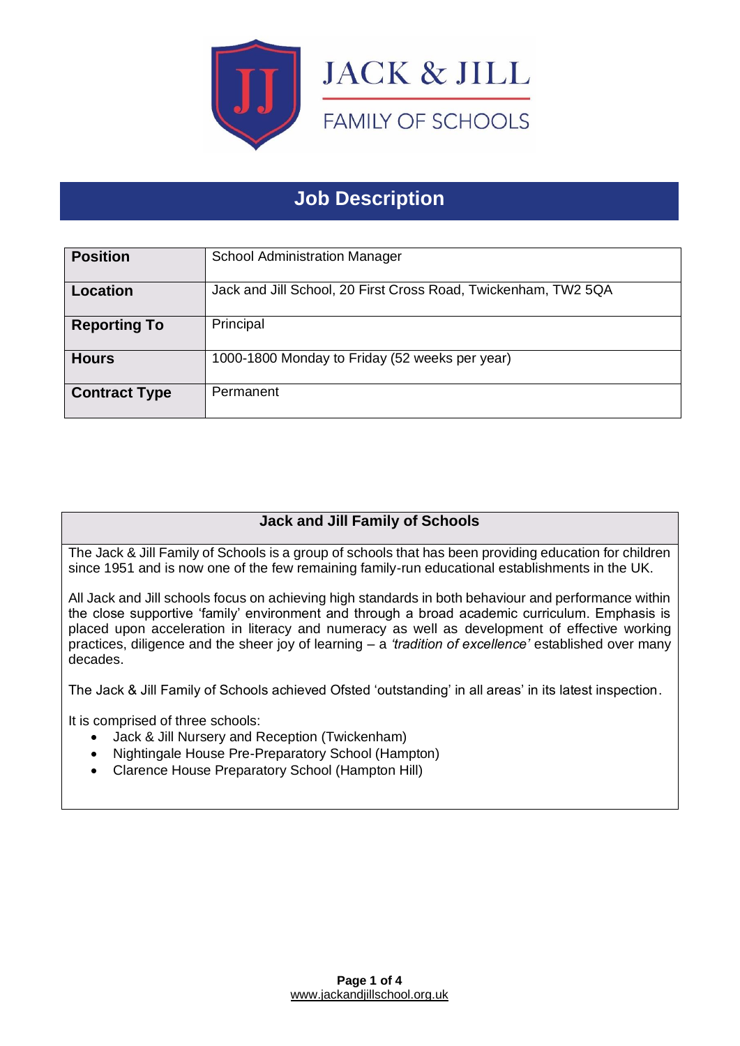JACK & JILL

FAMILY OF SCHOOLS

# Job Description

| Position | School Administration Manager |
|---|---|
| Location | Jack and Jill School, 20 First Cross Road, Twickenham, TW2 5QA |
| Reporting To | Principal |
| Hours | 1000-1800 Monday to Friday (52 weeks per year) |
| Contract Type | Permanent |

## Jack and Jill Family of Schools

The Jack & Jill Family of Schools is a group of schools that has been providing education for children since 1951 and is now one of the few remaining family-run educational establishments in the UK.

All Jack and Jill schools focus on achieving high standards in both behaviour and performance within the close supportive 'family' environment and through a broad academic curriculum. Emphasis is placed upon acceleration in literacy and numeracy as well as development of effective working practices, diligence and the sheer joy of learning – a *'tradition of excellence'* established over many decades.

The Jack & Jill Family of Schools achieved Ofsted 'outstanding' in all areas' in its latest inspection.

It is comprised of three schools:

- Jack & Jill Nursery and Reception (Twickenham)
- Nightingale House Pre-Preparatory School (Hampton)
- Clarence House Preparatory School (Hampton Hill)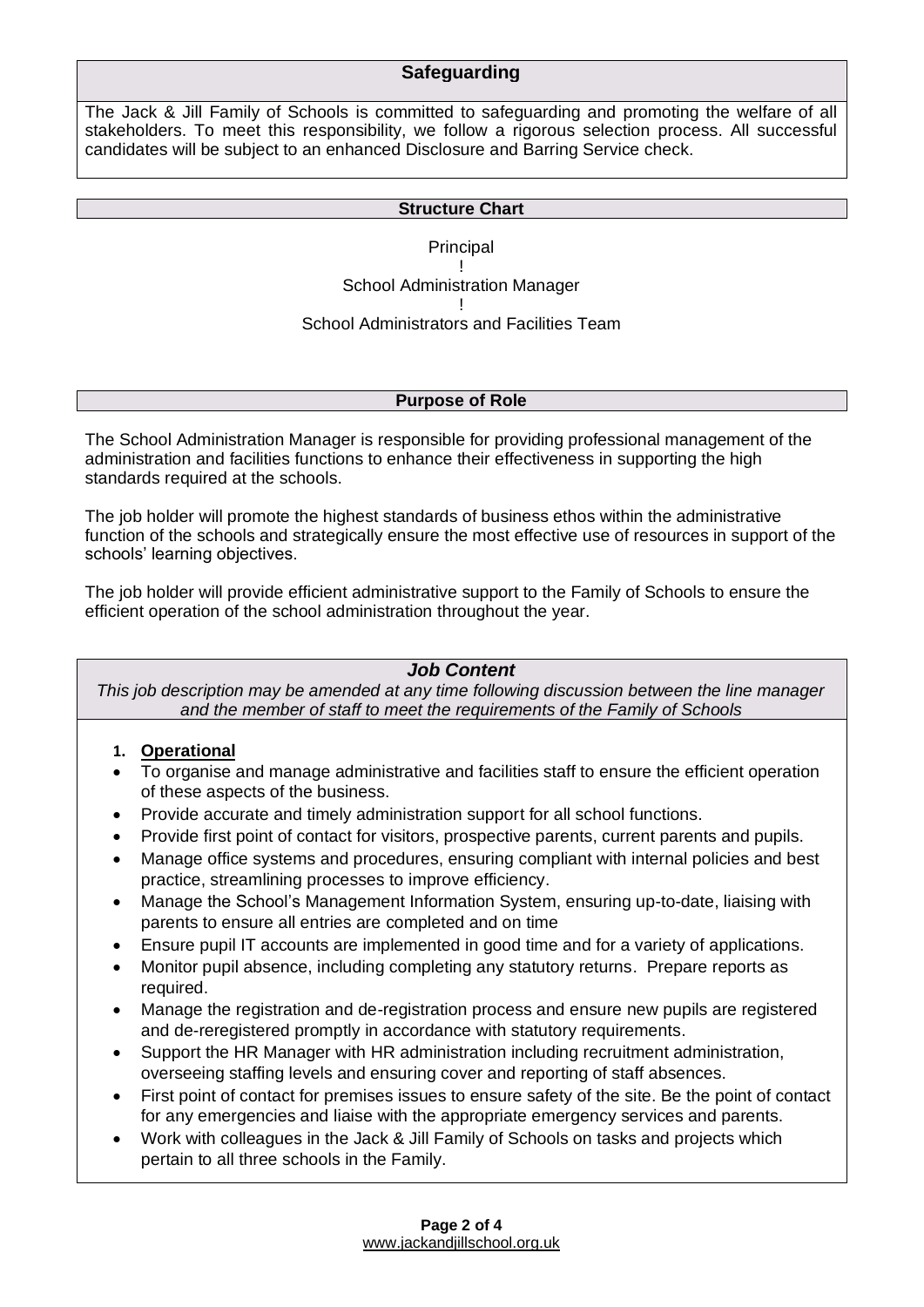## Safeguarding

The Jack & Jill Family of Schools is committed to safeguarding and promoting the welfare of all stakeholders. To meet this responsibility, we follow a rigorous selection process. All successful candidates will be subject to an enhanced Disclosure and Barring Service check.

## Structure Chart

Principal
!
School Administration Manager
!
School Administrators and Facilities Team

## Purpose of Role

The School Administration Manager is responsible for providing professional management of the administration and facilities functions to enhance their effectiveness in supporting the high standards required at the schools.

The job holder will promote the highest standards of business ethos within the administrative function of the schools and strategically ensure the most effective use of resources in support of the schools' learning objectives.

The job holder will provide efficient administrative support to the Family of Schools to ensure the efficient operation of the school administration throughout the year.

## *Job Content*

*This job description may be amended at any time following discussion between the line manager and the member of staff to meet the requirements of the Family of Schools*

1. **Operational**

- To organise and manage administrative and facilities staff to ensure the efficient operation of these aspects of the business.
- Provide accurate and timely administration support for all school functions.
- Provide first point of contact for visitors, prospective parents, current parents and pupils.
- Manage office systems and procedures, ensuring compliant with internal policies and best practice, streamlining processes to improve efficiency.
- Manage the School's Management Information System, ensuring up-to-date, liaising with parents to ensure all entries are completed and on time
- Ensure pupil IT accounts are implemented in good time and for a variety of applications.
- Monitor pupil absence, including completing any statutory returns. Prepare reports as required.
- Manage the registration and de-registration process and ensure new pupils are registered and de-reregistered promptly in accordance with statutory requirements.
- Support the HR Manager with HR administration including recruitment administration, overseeing staffing levels and ensuring cover and reporting of staff absences.
- First point of contact for premises issues to ensure safety of the site. Be the point of contact for any emergencies and liaise with the appropriate emergency services and parents.
- Work with colleagues in the Jack & Jill Family of Schools on tasks and projects which pertain to all three schools in the Family.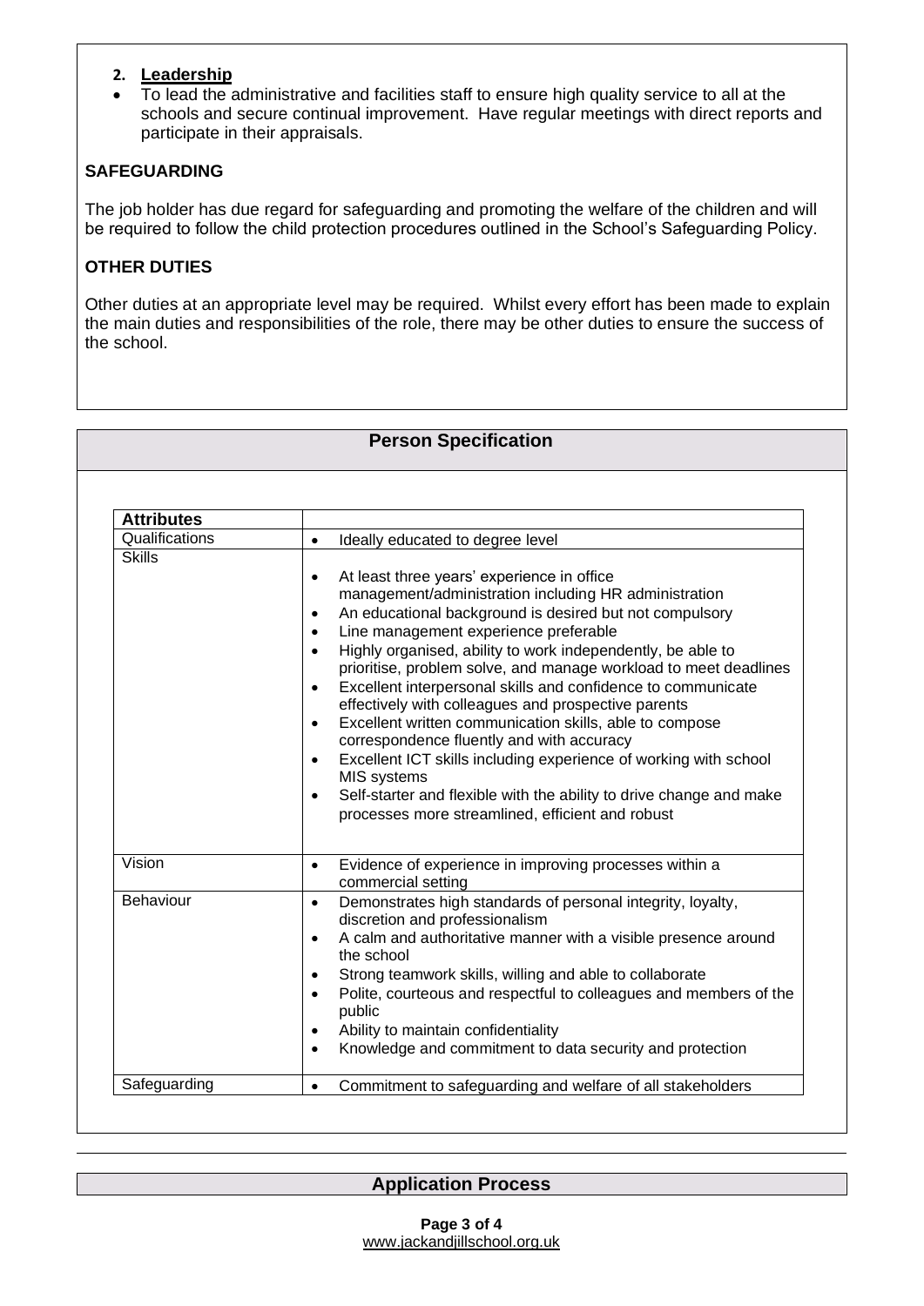**2. Leadership**

- To lead the administrative and facilities staff to ensure high quality service to all at the schools and secure continual improvement. Have regular meetings with direct reports and participate in their appraisals.

**SAFEGUARDING**

The job holder has due regard for safeguarding and promoting the welfare of the children and will be required to follow the child protection procedures outlined in the School's Safeguarding Policy.

**OTHER DUTIES**

Other duties at an appropriate level may be required. Whilst every effort has been made to explain the main duties and responsibilities of the role, there may be other duties to ensure the success of the school.

## Person Specification

| **Attributes** | |
|---|---|
| Qualifications | • Ideally educated to degree level |
| Skills | • At least three years' experience in office management/administration including HR administration<br>• An educational background is desired but not compulsory<br>• Line management experience preferable<br>• Highly organised, ability to work independently, be able to prioritise, problem solve, and manage workload to meet deadlines<br>• Excellent interpersonal skills and confidence to communicate effectively with colleagues and prospective parents<br>• Excellent written communication skills, able to compose correspondence fluently and with accuracy<br>• Excellent ICT skills including experience of working with school MIS systems<br>• Self-starter and flexible with the ability to drive change and make processes more streamlined, efficient and robust |
| Vision | • Evidence of experience in improving processes within a commercial setting |
| Behaviour | • Demonstrates high standards of personal integrity, loyalty, discretion and professionalism<br>• A calm and authoritative manner with a visible presence around the school<br>• Strong teamwork skills, willing and able to collaborate<br>• Polite, courteous and respectful to colleagues and members of the public<br>• Ability to maintain confidentiality<br>• Knowledge and commitment to data security and protection |
| Safeguarding | • Commitment to safeguarding and welfare of all stakeholders |

## Application Process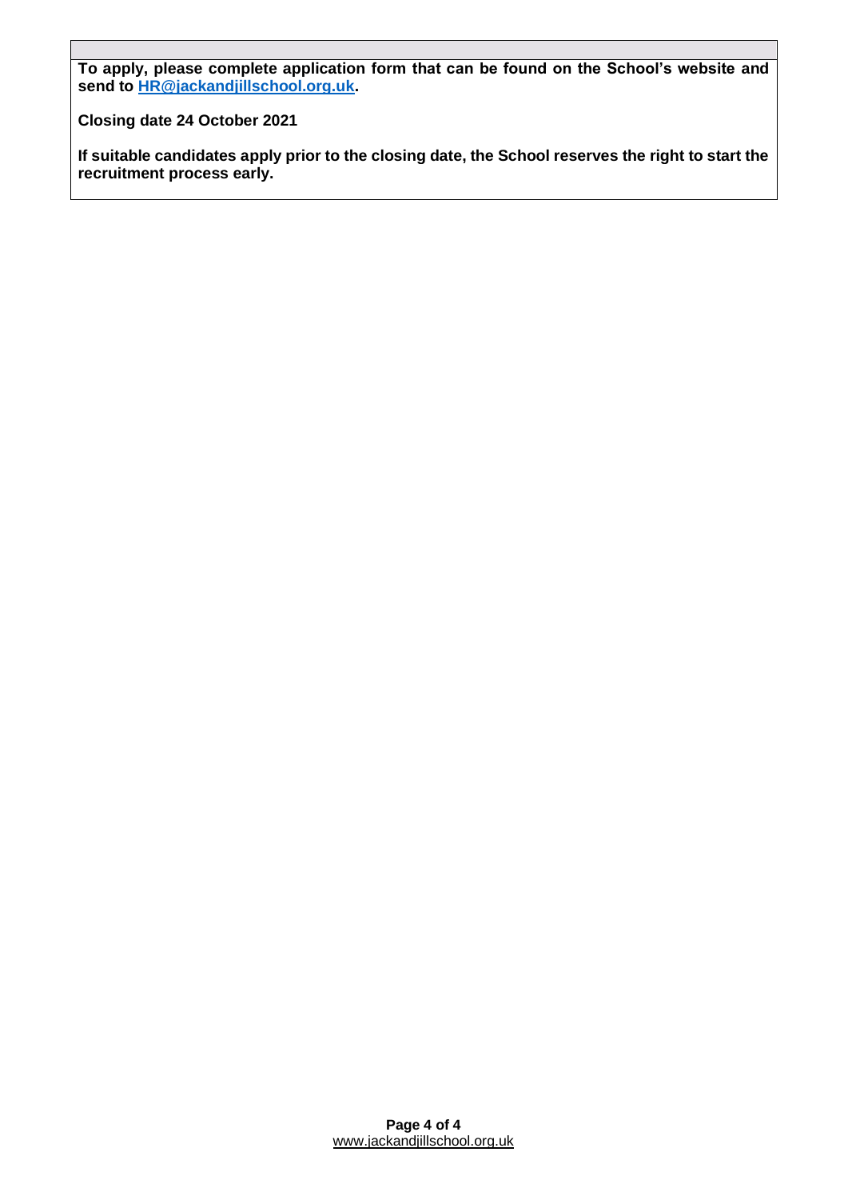**To apply, please complete application form that can be found on the School's website and send to [HR@jackandjillschool.org.uk](mailto:HR@jackandjillschool.org.uk).**

**Closing date 24 October 2021**

**If suitable candidates apply prior to the closing date, the School reserves the right to start the recruitment process early.**